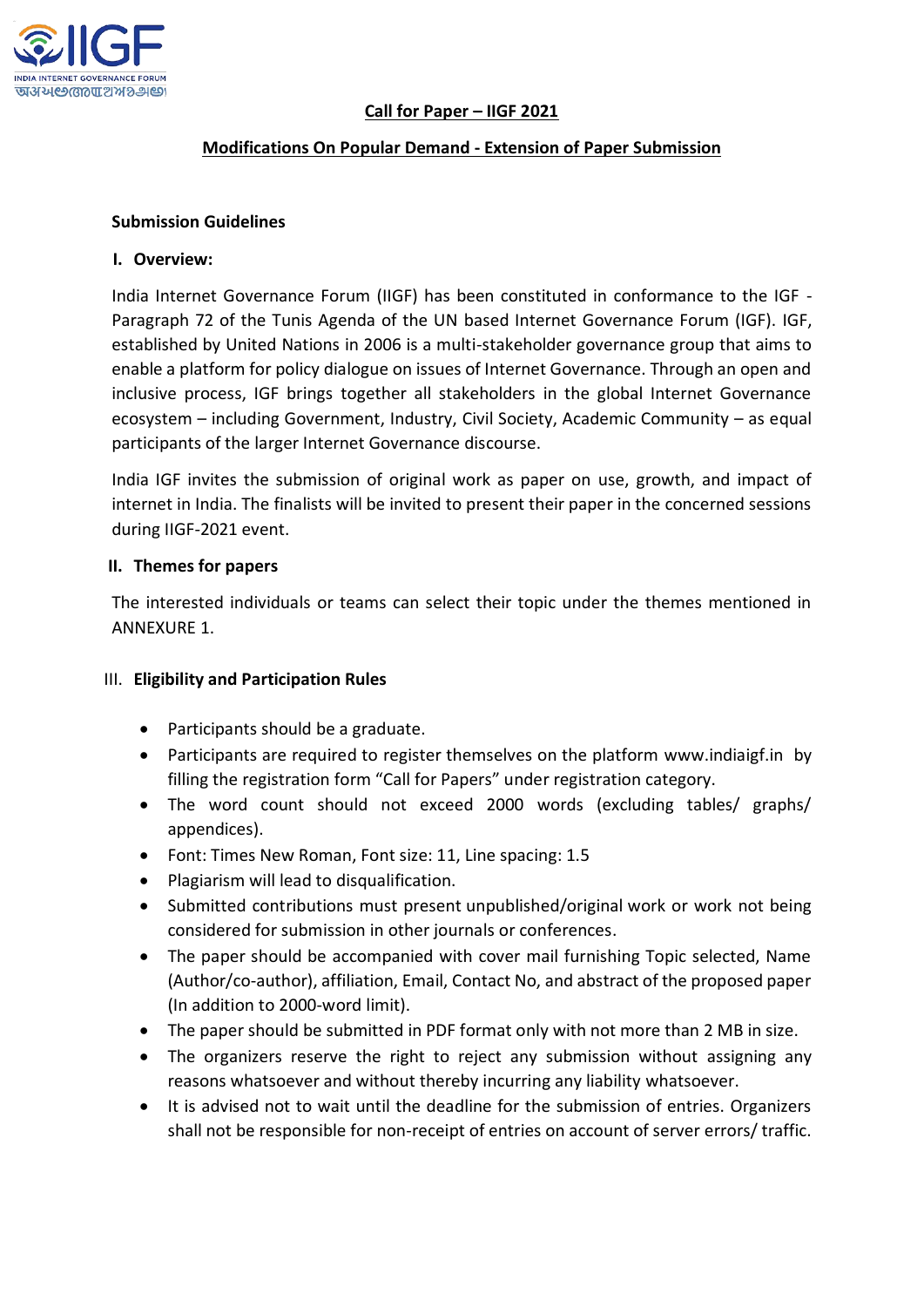## Call for Paper – IIGF 2021

### Modifications On Popular Demand - Extension of Paper Submission

**Submission Guidelines**

**I. Overview:**

India Internet Governance Forum (IIGF) has been constituted in conformance to the IGF - Paragraph 72 of the Tunis Agenda of the UN based Internet Governance Forum (IGF). IGF, established by United Nations in 2006 is a multi-stakeholder governance group that aims to enable a platform for policy dialogue on issues of Internet Governance. Through an open and inclusive process, IGF brings together all stakeholders in the global Internet Governance ecosystem – including Government, Industry, Civil Society, Academic Community – as equal participants of the larger Internet Governance discourse.

India IGF invites the submission of original work as paper on use, growth, and impact of internet in India. The finalists will be invited to present their paper in the concerned sessions during IIGF-2021 event.

**II. Themes for papers**

The interested individuals or teams can select their topic under the themes mentioned in ANNEXURE 1.

III. **Eligibility and Participation Rules**

- Participants should be a graduate.
- Participants are required to register themselves on the platform www.indiaigf.in by filling the registration form "Call for Papers" under registration category.
- The word count should not exceed 2000 words (excluding tables/ graphs/ appendices).
- Font: Times New Roman, Font size: 11, Line spacing: 1.5
- Plagiarism will lead to disqualification.
- Submitted contributions must present unpublished/original work or work not being considered for submission in other journals or conferences.
- The paper should be accompanied with cover mail furnishing Topic selected, Name (Author/co-author), affiliation, Email, Contact No, and abstract of the proposed paper (In addition to 2000-word limit).
- The paper should be submitted in PDF format only with not more than 2 MB in size.
- The organizers reserve the right to reject any submission without assigning any reasons whatsoever and without thereby incurring any liability whatsoever.
- It is advised not to wait until the deadline for the submission of entries. Organizers shall not be responsible for non-receipt of entries on account of server errors/ traffic.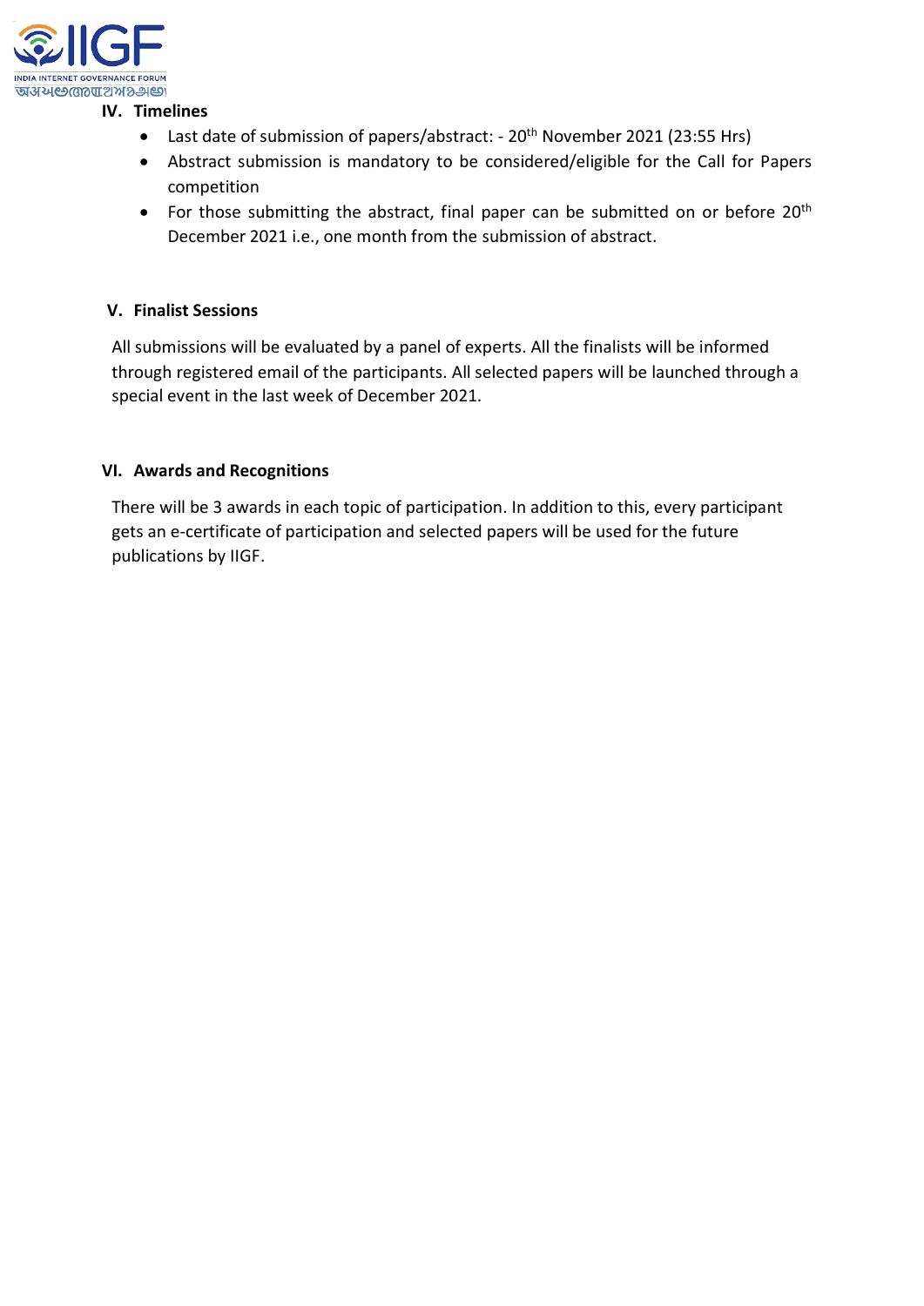## IV. Timelines

- Last date of submission of papers/abstract: - 20th November 2021 (23:55 Hrs)
- Abstract submission is mandatory to be considered/eligible for the Call for Papers competition
- For those submitting the abstract, final paper can be submitted on or before 20th December 2021 i.e., one month from the submission of abstract.

## V. Finalist Sessions

All submissions will be evaluated by a panel of experts. All the finalists will be informed through registered email of the participants. All selected papers will be launched through a special event in the last week of December 2021.

## VI. Awards and Recognitions

There will be 3 awards in each topic of participation. In addition to this, every participant gets an e-certificate of participation and selected papers will be used for the future publications by IIGF.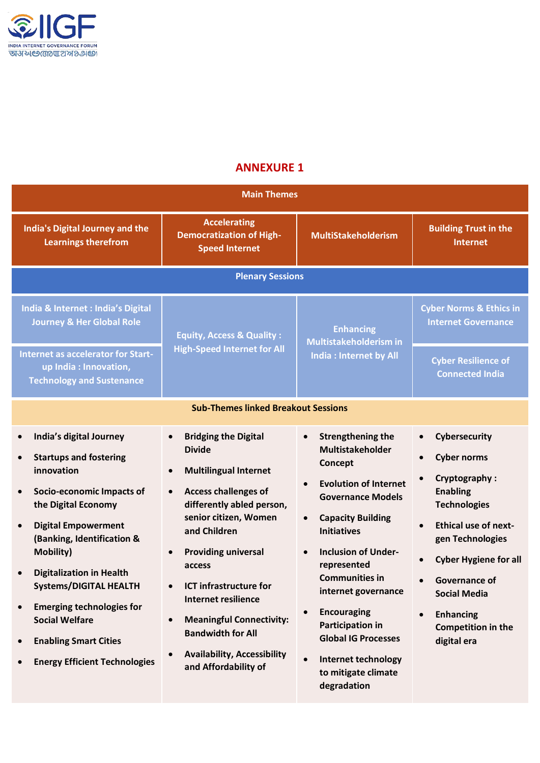# ANNEXURE 1

| Main Themes | | | |
|---|---|---|---|
| **India's Digital Journey and the Learnings therefrom** | **Accelerating Democratization of High-Speed Internet** | **MultiStakeholderism** | **Building Trust in the Internet** |
| **Plenary Sessions** | | | |
| India & Internet : India's Digital Journey & Her Global Role<br>Internet as accelerator for Start-up India : Innovation, Technology and Sustenance | Equity, Access & Quality : High-Speed Internet for All | Enhancing Multistakeholderism in India : Internet by All | Cyber Norms & Ethics in Internet Governance<br>Cyber Resilience of Connected India |
| **Sub-Themes linked Breakout Sessions** | | | |
| • India's digital Journey<br>• Startups and fostering innovation<br>• Socio-economic Impacts of the Digital Economy<br>• Digital Empowerment (Banking, Identification & Mobility)<br>• Digitalization in Health Systems/DIGITAL HEALTH<br>• Emerging technologies for Social Welfare<br>• Enabling Smart Cities<br>• Energy Efficient Technologies | • Bridging the Digital Divide<br>• Multilingual Internet<br>• Access challenges of differently abled person, senior citizen, Women and Children<br>• Providing universal access<br>• ICT infrastructure for Internet resilience<br>• Meaningful Connectivity: Bandwidth for All<br>• Availability, Accessibility and Affordability of | • Strengthening the Multistakeholder Concept<br>• Evolution of Internet Governance Models<br>• Capacity Building Initiatives<br>• Inclusion of Under-represented Communities in internet governance<br>• Encouraging Participation in Global IG Processes<br>• Internet technology to mitigate climate degradation | • Cybersecurity<br>• Cyber norms<br>• Cryptography : Enabling Technologies<br>• Ethical use of next-gen Technologies<br>• Cyber Hygiene for all<br>• Governance of Social Media<br>• Enhancing Competition in the digital era |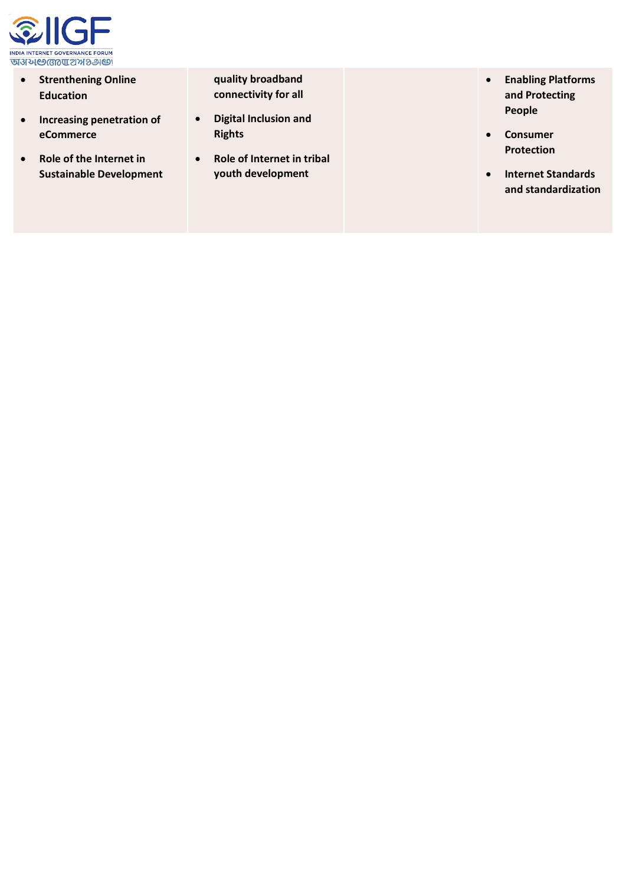| | | | |
|---|---|---|---|
| • **Strenthening Online Education**<br>• **Increasing penetration of eCommerce**<br>• **Role of the Internet in Sustainable Development** | **quality broadband connectivity for all**<br>• **Digital Inclusion and Rights**<br>• **Role of Internet in tribal youth development** | | • **Enabling Platforms and Protecting People**<br>• **Consumer Protection**<br>• **Internet Standards and standardization** |